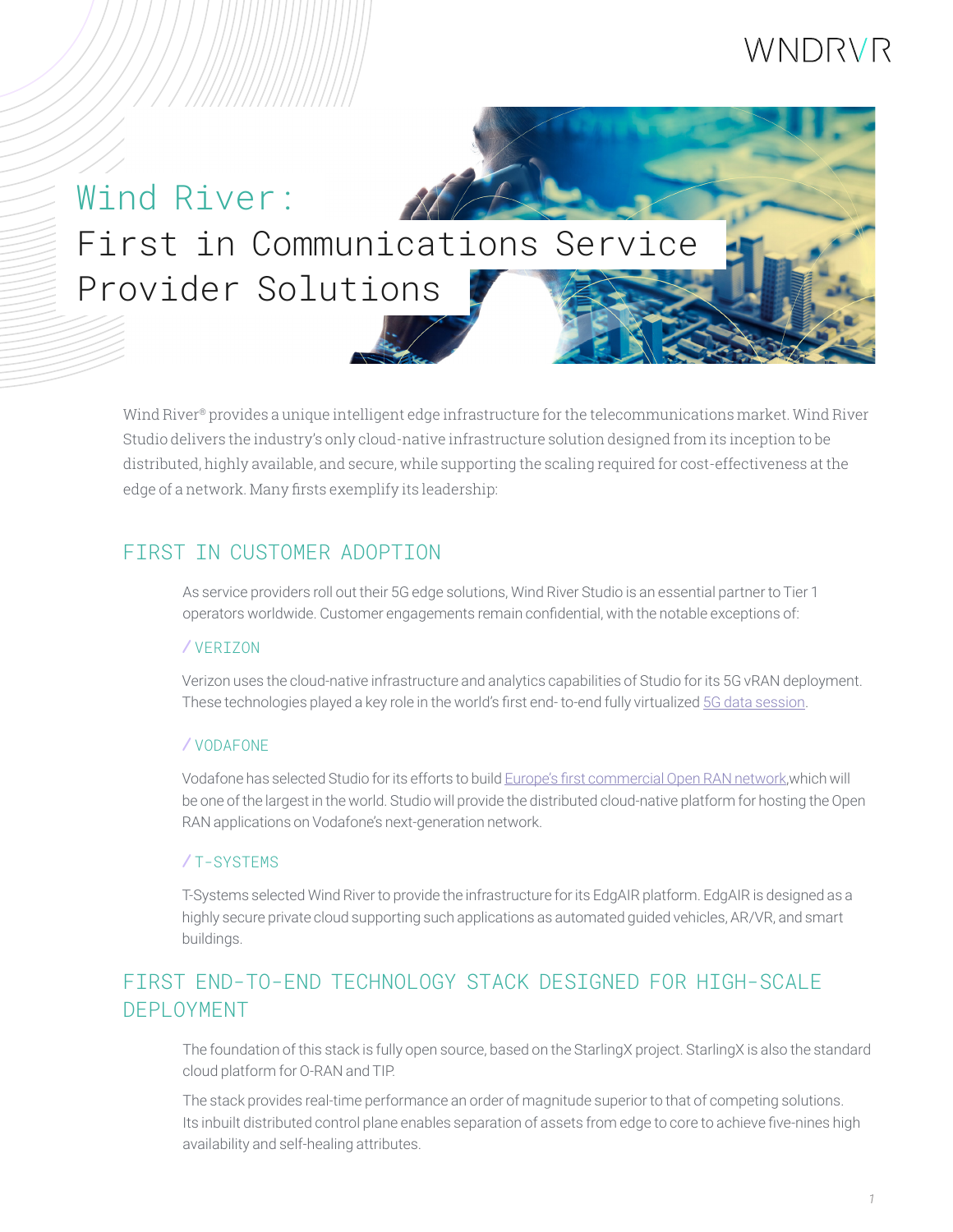# Wind River: First in Communications Service Provider Solutions

Wind River® provides a unique intelligent edge infrastructure for the telecommunications market. Wind River Studio delivers the industry's only cloud-native infrastructure solution designed from its inception to be distributed, highly available, and secure, while supporting the scaling required for cost-effectiveness at the edge of a network. Many firsts exemplify its leadership:

## FIRST IN CUSTOMER ADOPTION

As service providers roll out their 5G edge solutions, Wind River Studio is an essential partner to Tier 1 operators worldwide. Customer engagements remain confidential, with the notable exceptions of:

### / VERIZON

Verizon uses the cloud-native infrastructure and analytics capabilities of Studio for its 5G vRAN deployment. These technologies played a key role in the world's first end- to-end fully virtualized 5G data session.

### / VODAFONE

Vodafone has selected Studio for its efforts to build Europe's first commercial Open RAN network,which will be one of the largest in the world. Studio will provide the distributed cloud-native platform for hosting the Open RAN applications on Vodafone's next-generation network.

### / T-SYSTEMS

T-Systems selected Wind River to provide the infrastructure for its EdgAIR platform. EdgAIR is designed as a highly secure private cloud supporting such applications as automated guided vehicles, AR/VR, and smart buildings.

## FIRST END-TO-END TECHNOLOGY STACK DESIGNED FOR HIGH-SCALE DEPLOYMENT

The foundation of this stack is fully open source, based on the StarlingX project. StarlingX is also the standard cloud platform for O-RAN and TIP.

The stack provides real-time performance an order of magnitude superior to that of competing solutions. Its inbuilt distributed control plane enables separation of assets from edge to core to achieve five-nines high availability and self-healing attributes.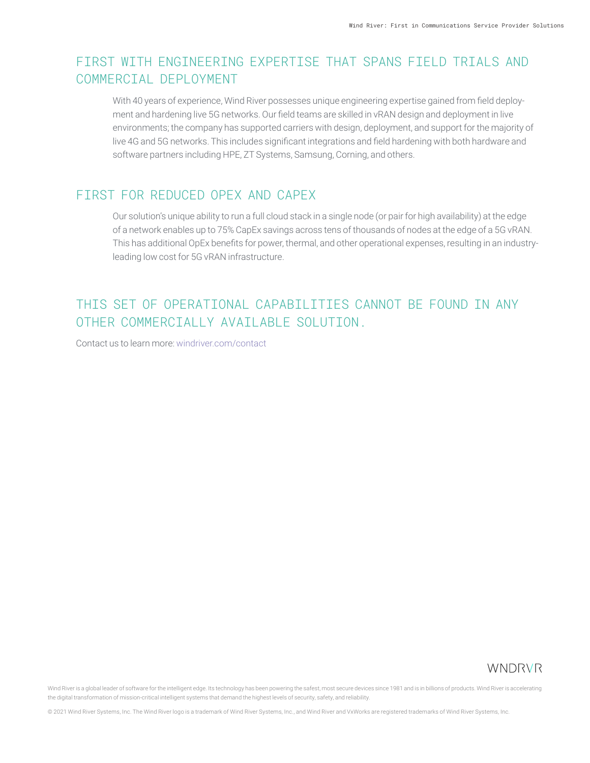## FIRST WITH ENGINEERING EXPERTISE THAT SPANS FIELD TRIALS AND COMMERCIAL DEPLOYMENT

With 40 years of experience, Wind River possesses unique engineering expertise gained from field deployment and hardening live 5G networks. Our field teams are skilled in vRAN design and deployment in live environments; the company has supported carriers with design, deployment, and support for the majority of live 4G and 5G networks. This includes significant integrations and field hardening with both hardware and software partners including HPE, ZT Systems, Samsung, Corning, and others.

## FIRST FOR REDUCED OPEX AND CAPEX

Our solution's unique ability to run a full cloud stack in a single node (or pair for high availability) at the edge of a network enables up to 75% CapEx savings across tens of thousands of nodes at the edge of a 5G vRAN. This has additional OpEx benefits for power, thermal, and other operational expenses, resulting in an industry-leading low cost for 5G vRAN infrastructure.

## THIS SET OF OPERATIONAL CAPABILITIES CANNOT BE FOUND IN ANY OTHER COMMERCIALLY AVAILABLE SOLUTION.

Contact us to learn more: windriver.com/contact

WNDRVR

Wind River is a global leader of software for the intelligent edge. Its technology has been powering the safest, most secure devices since 1981 and is in billions of products. Wind River is accelerating the digital transformation of mission-critical intelligent systems that demand the highest levels of security, safety, and reliability.

© 2021 Wind River Systems, Inc. The Wind River logo is a trademark of Wind River Systems, Inc., and Wind River and VxWorks are registered trademarks of Wind River Systems, Inc.